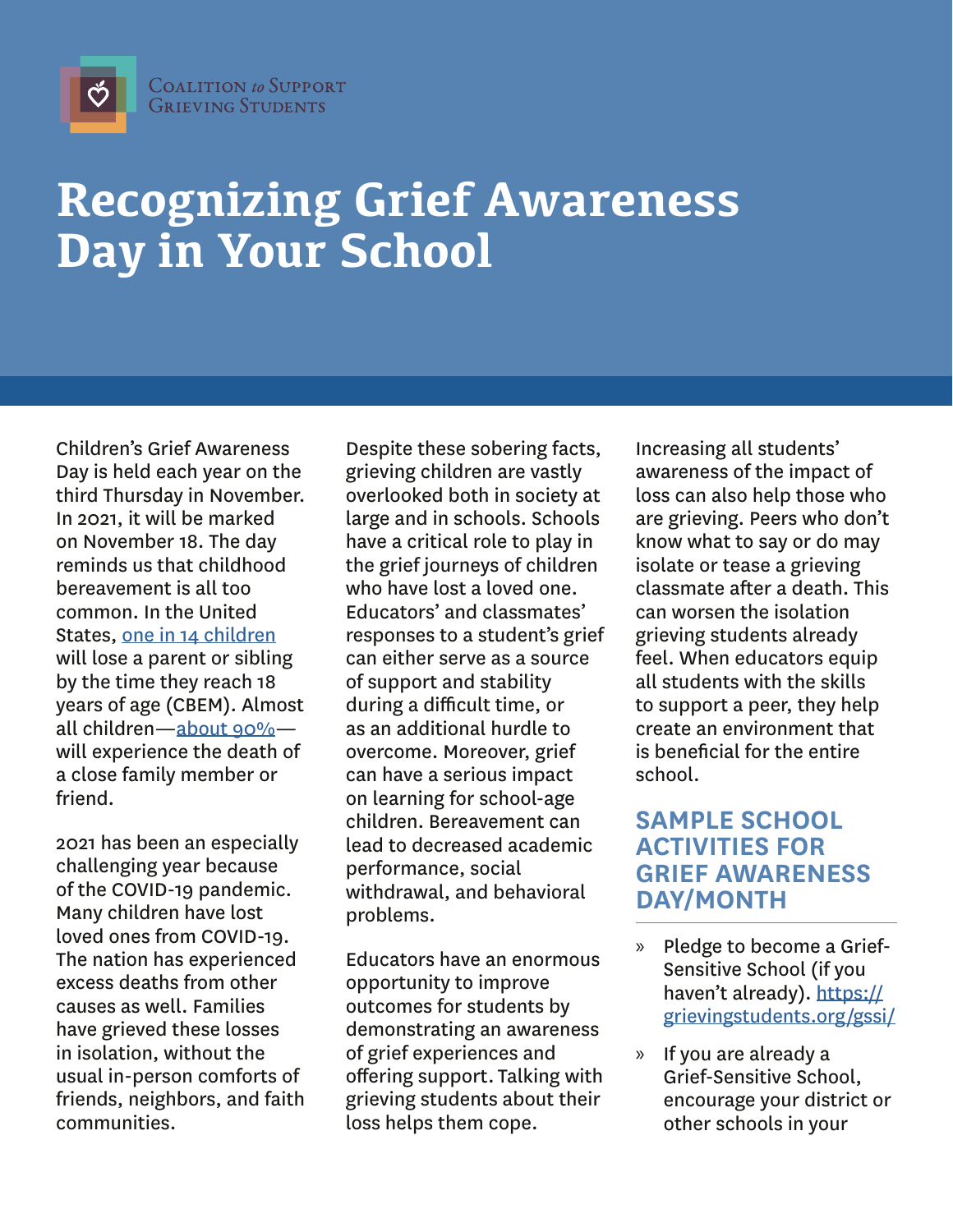Coalition *to* Support Grieving Students

# Recognizing Grief Awareness Day in Your School

Children's Grief Awareness Day is held each year on the third Thursday in November. In 2021, it will be marked on November 18. The day reminds us that childhood bereavement is all too common. In the United States, [one in 14 children](#) will lose a parent or sibling by the time they reach 18 years of age (CBEM). Almost all children—[about 90%](#)—will experience the death of a close family member or friend.

2021 has been an especially challenging year because of the COVID-19 pandemic. Many children have lost loved ones from COVID-19. The nation has experienced excess deaths from other causes as well. Families have grieved these losses in isolation, without the usual in-person comforts of friends, neighbors, and faith communities.

Despite these sobering facts, grieving children are vastly overlooked both in society at large and in schools. Schools have a critical role to play in the grief journeys of children who have lost a loved one. Educators' and classmates' responses to a student's grief can either serve as a source of support and stability during a difficult time, or as an additional hurdle to overcome. Moreover, grief can have a serious impact on learning for school-age children. Bereavement can lead to decreased academic performance, social withdrawal, and behavioral problems.

Educators have an enormous opportunity to improve outcomes for students by demonstrating an awareness of grief experiences and offering support. Talking with grieving students about their loss helps them cope.

Increasing all students' awareness of the impact of loss can also help those who are grieving. Peers who don't know what to say or do may isolate or tease a grieving classmate after a death. This can worsen the isolation grieving students already feel. When educators equip all students with the skills to support a peer, they help create an environment that is beneficial for the entire school.

## SAMPLE SCHOOL ACTIVITIES FOR GRIEF AWARENESS DAY/MONTH

- Pledge to become a Grief-Sensitive School (if you haven't already). [https://grievingstudents.org/gssi/](https://grievingstudents.org/gssi/)
- If you are already a Grief-Sensitive School, encourage your district or other schools in your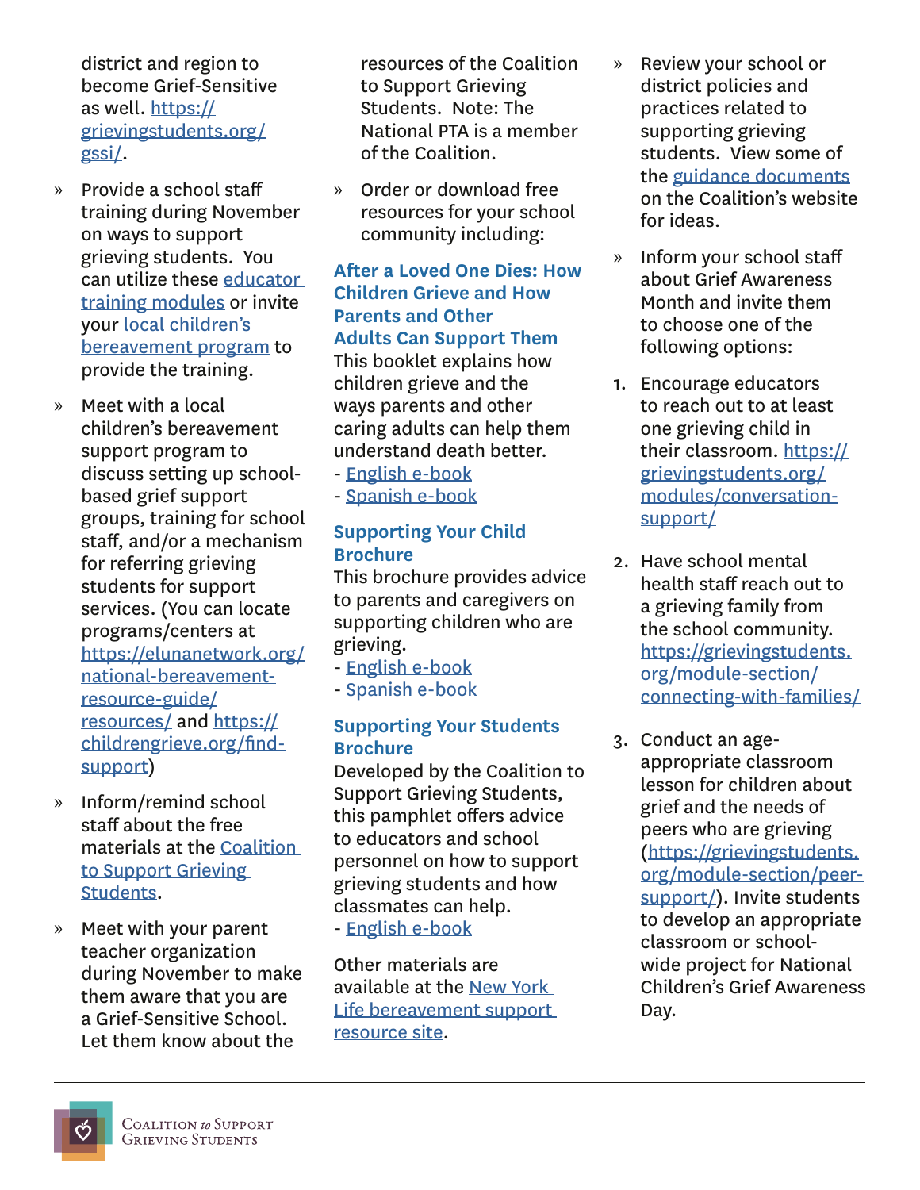district and region to become Grief-Sensitive as well. https://grievingstudents.org/gssi/.

- Provide a school staff training during November on ways to support grieving students. You can utilize these educator training modules or invite your local children's bereavement program to provide the training.

- Meet with a local children's bereavement support program to discuss setting up school-based grief support groups, training for school staff, and/or a mechanism for referring grieving students for support services. (You can locate programs/centers at https://elunanetwork.org/national-bereavement-resource-guide/resources/ and https://childrengrieve.org/find-support)

- Inform/remind school staff about the free materials at the Coalition to Support Grieving Students.

- Meet with your parent teacher organization during November to make them aware that you are a Grief-Sensitive School. Let them know about the resources of the Coalition to Support Grieving Students. Note: The National PTA is a member of the Coalition.

- Order or download free resources for your school community including:

### After a Loved One Dies: How Children Grieve and How Parents and Other Adults Can Support Them

This booklet explains how children grieve and the ways parents and other caring adults can help them understand death better.
- English e-book
- Spanish e-book

### Supporting Your Child Brochure

This brochure provides advice to parents and caregivers on supporting children who are grieving.
- English e-book
- Spanish e-book

### Supporting Your Students Brochure

Developed by the Coalition to Support Grieving Students, this pamphlet offers advice to educators and school personnel on how to support grieving students and how classmates can help.
- English e-book

Other materials are available at the New York Life bereavement support resource site.

- Review your school or district policies and practices related to supporting grieving students. View some of the guidance documents on the Coalition's website for ideas.

- Inform your school staff about Grief Awareness Month and invite them to choose one of the following options:

1. Encourage educators to reach out to at least one grieving child in their classroom. https://grievingstudents.org/modules/conversation-support/

2. Have school mental health staff reach out to a grieving family from the school community. https://grievingstudents.org/module-section/connecting-with-families/

3. Conduct an age-appropriate classroom lesson for children about grief and the needs of peers who are grieving (https://grievingstudents.org/module-section/peer-support/). Invite students to develop an appropriate classroom or school-wide project for National Children's Grief Awareness Day.